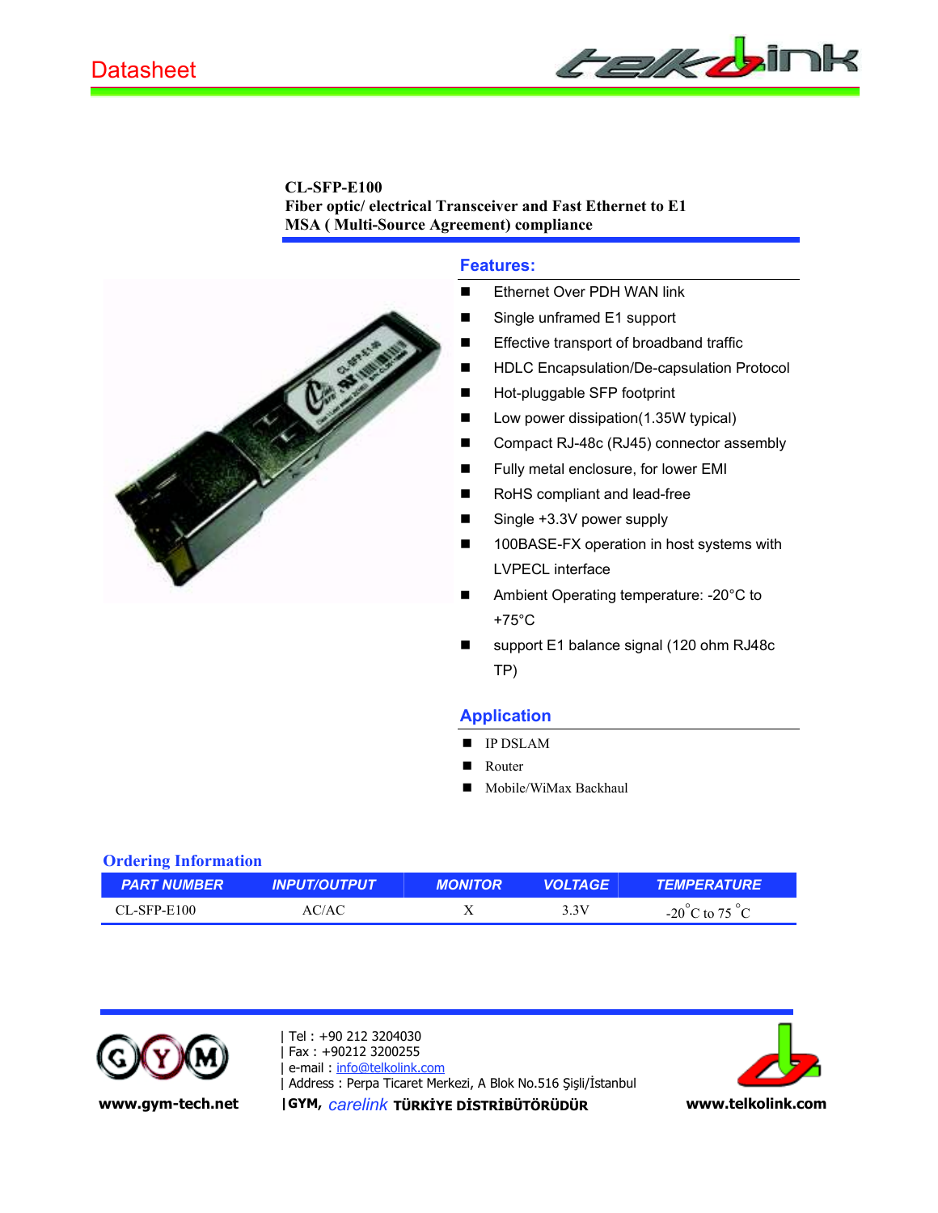Datasheet

**CL-SFP-E100**
**Fiber optic/ electrical Transceiver and Fast Ethernet to E1**
**MSA ( Multi-Source Agreement) compliance**

## Features:

- Ethernet Over PDH WAN link
- Single unframed E1 support
- Effective transport of broadband traffic
- HDLC Encapsulation/De-capsulation Protocol
- Hot-pluggable SFP footprint
- Low power dissipation(1.35W typical)
- Compact RJ-48c (RJ45) connector assembly
- Fully metal enclosure, for lower EMI
- RoHS compliant and lead-free
- Single +3.3V power supply
- 100BASE-FX operation in host systems with LVPECL interface
- Ambient Operating temperature: -20°C to +75°C
- support E1 balance signal (120 ohm RJ48c TP)

## Application

- IP DSLAM
- Router
- Mobile/WiMax Backhaul

## Ordering Information

| PART NUMBER | INPUT/OUTPUT | MONITOR | VOLTAGE | TEMPERATURE |
|---|---|---|---|---|
| CL-SFP-E100 | AC/AC | X | 3.3V | -20°C to 75 °C |

www.gym-tech.net

| Tel : +90 212 3204030
| Fax : +90212 3200255
| e-mail : info@telkolink.com
| Address : Perpa Ticaret Merkezi, A Blok No.516 Şişli/İstanbul
|GYM, carelink TÜRKİYE DİSTRİBÜTÖRÜDÜR

www.telkolink.com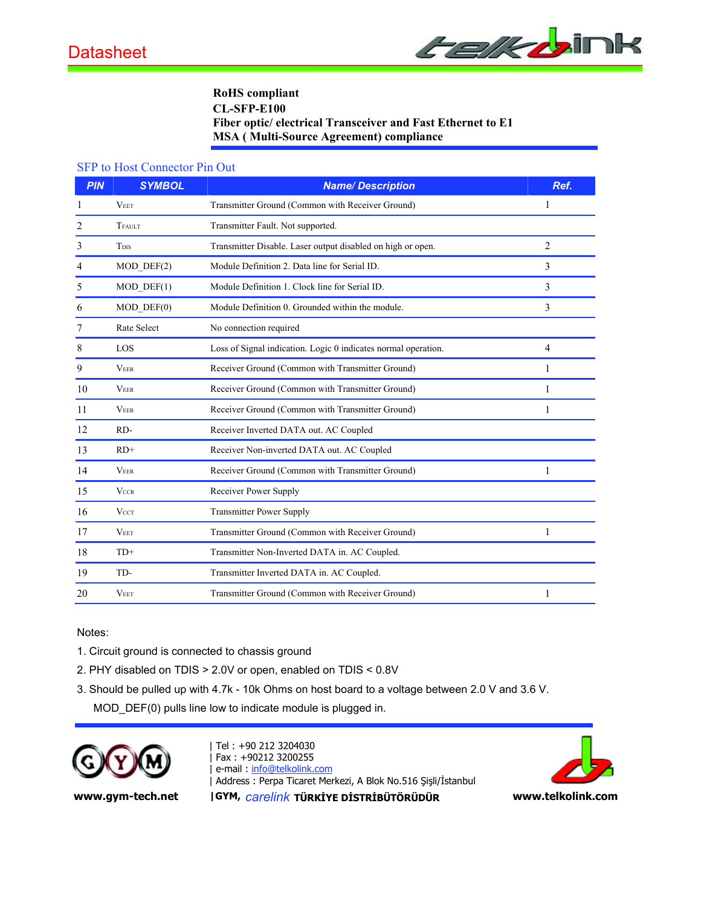# Datasheet

**RoHS compliant**
**CL-SFP-E100**
**Fiber optic/ electrical Transceiver and Fast Ethernet to E1**
**MSA ( Multi-Source Agreement) compliance**

## SFP to Host Connector Pin Out

| PIN | SYMBOL | Name/ Description | Ref. |
|---|---|---|---|
| 1 | $V_{EET}$ | Transmitter Ground (Common with Receiver Ground) | 1 |
| 2 | $T_{FAULT}$ | Transmitter Fault. Not supported. | |
| 3 | $T_{DIS}$ | Transmitter Disable. Laser output disabled on high or open. | 2 |
| 4 | MOD_DEF(2) | Module Definition 2. Data line for Serial ID. | 3 |
| 5 | MOD_DEF(1) | Module Definition 1. Clock line for Serial ID. | 3 |
| 6 | MOD_DEF(0) | Module Definition 0. Grounded within the module. | 3 |
| 7 | Rate Select | No connection required | |
| 8 | LOS | Loss of Signal indication. Logic 0 indicates normal operation. | 4 |
| 9 | $V_{EER}$ | Receiver Ground (Common with Transmitter Ground) | 1 |
| 10 | $V_{EER}$ | Receiver Ground (Common with Transmitter Ground) | 1 |
| 11 | $V_{EER}$ | Receiver Ground (Common with Transmitter Ground) | 1 |
| 12 | RD- | Receiver Inverted DATA out. AC Coupled | |
| 13 | RD+ | Receiver Non-inverted DATA out. AC Coupled | |
| 14 | $V_{EER}$ | Receiver Ground (Common with Transmitter Ground) | 1 |
| 15 | $V_{CCR}$ | Receiver Power Supply | |
| 16 | $V_{CCT}$ | Transmitter Power Supply | |
| 17 | $V_{EET}$ | Transmitter Ground (Common with Receiver Ground) | 1 |
| 18 | TD+ | Transmitter Non-Inverted DATA in. AC Coupled. | |
| 19 | TD- | Transmitter Inverted DATA in. AC Coupled. | |
| 20 | $V_{EET}$ | Transmitter Ground (Common with Receiver Ground) | 1 |

Notes:

1. Circuit ground is connected to chassis ground
2. PHY disabled on TDIS > 2.0V or open, enabled on TDIS < 0.8V
3. Should be pulled up with 4.7k - 10k Ohms on host board to a voltage between 2.0 V and 3.6 V. MOD_DEF(0) pulls line low to indicate module is plugged in.

www.gym-tech.net

| Tel : +90 212 3204030
| Fax : +90212 3200255
| e-mail : info@telkolink.com
| Address : Perpa Ticaret Merkezi, A Blok No.516 Şişli/İstanbul
|GYM, carelink TÜRKİYE DİSTRİBÜTÖRÜDÜR

www.telkolink.com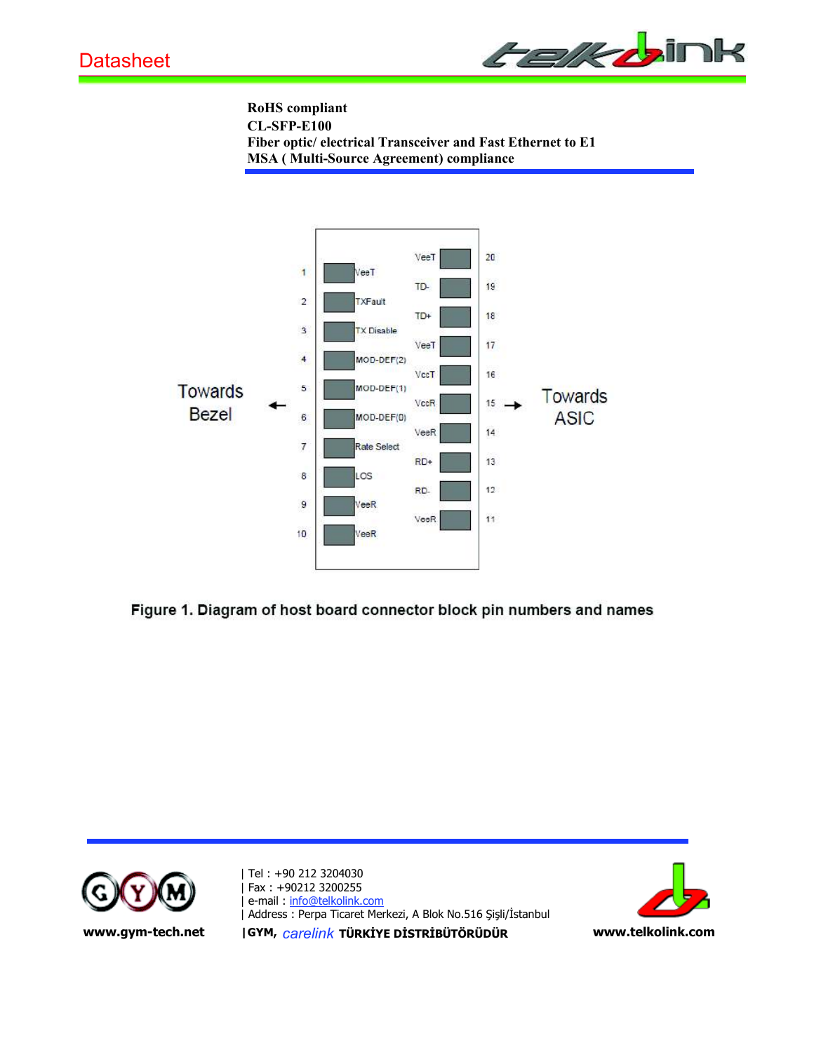**RoHS compliant**
**CL-SFP-E100**
**Fiber optic/ electrical Transceiver and Fast Ethernet to E1**
**MSA ( Multi-Source Agreement) compliance**

Towards Bezel ←

1 VeeT
2 TXFault
3 TX Disable
4 MOD-DEF(2)
5 MOD-DEF(1)
6 MOD-DEF(0)
7 Rate Select
8 LOS
9 VeeR
10 VeeR

20 VeeT
19 TD-
18 TD+
17 VeeT
16 VccT
15 VccR
14 VeeR
13 RD+
12 RD-
11 VeeR

→ Towards ASIC

**Figure 1. Diagram of host board connector block pin numbers and names**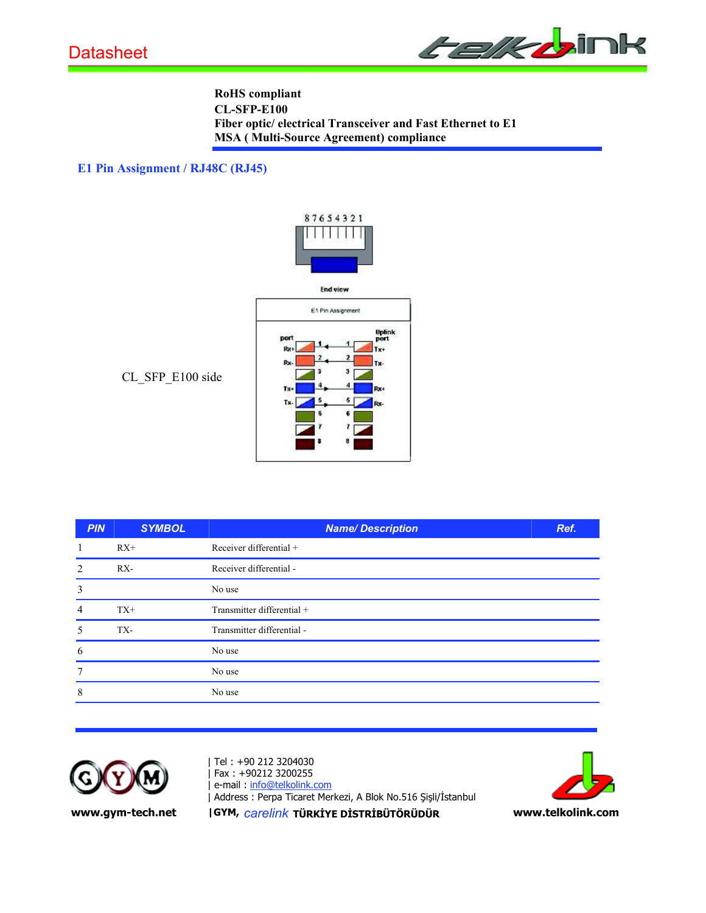RoHS compliant
**CL-SFP-E100**
**Fiber optic/ electrical Transceiver and Fast Ethernet to E1**
**MSA ( Multi-Source Agreement) compliance**

## E1 Pin Assignment / RJ48C (RJ45)

8 7 6 5 4 3 2 1

End view

E1 Pin Assignment

port
Rx+
Rx-
Tx+
Tx-

Uplink port
Tx+
Tx-
Rx+
Rx-

1 2 3 4 5 6 7 8

CL_SFP_E100 side

| PIN | SYMBOL | Name/ Description | Ref. |
|---|---|---|---|
| 1 | RX+ | Receiver differential + | |
| 2 | RX- | Receiver differential - | |
| 3 | | No use | |
| 4 | TX+ | Transmitter differential + | |
| 5 | TX- | Transmitter differential - | |
| 6 | | No use | |
| 7 | | No use | |
| 8 | | No use | |

www.gym-tech.net

| Tel : +90 212 3204030
| Fax : +90212 3200255
| e-mail : info@telkolink.com
| Address : Perpa Ticaret Merkezi, A Blok No.516 Şişli/İstanbul
| GYM, *carelink* TÜRKİYE DİSTRİBÜTÖRÜDÜR

www.telkolink.com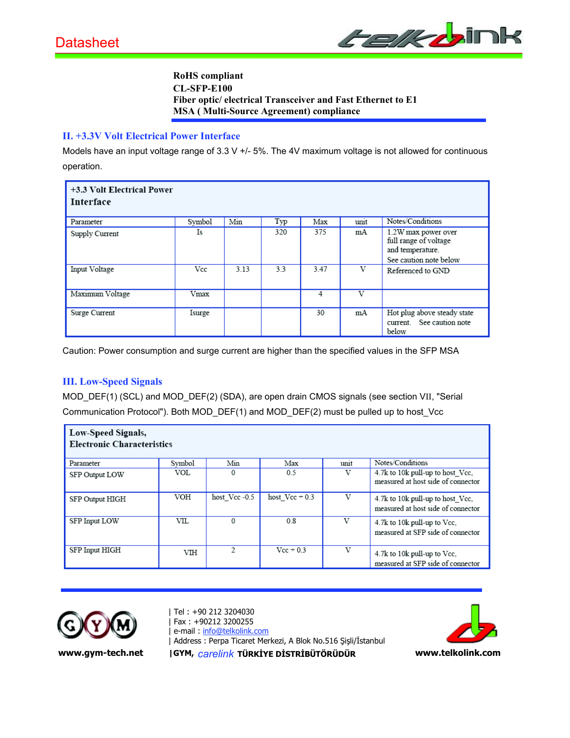RoHS compliant
CL-SFP-E100
Fiber optic/ electrical Transceiver and Fast Ethernet to E1
MSA ( Multi-Source Agreement) compliance

## II. +3.3V Volt Electrical Power Interface

Models have an input voltage range of 3.3 V +/- 5%. The 4V maximum voltage is not allowed for continuous operation.

**+3.3 Volt Electrical Power Interface**

| Parameter | Symbol | Min | Typ | Max | unit | Notes/Conditions |
|---|---|---|---|---|---|---|
| Supply Current | Is | | 320 | 375 | mA | 1.2W max power over full range of voltage and temperature. See caution note below |
| Input Voltage | Vcc | 3.13 | 3.3 | 3.47 | V | Referenced to GND |
| Maximum Voltage | Vmax | | | 4 | V | |
| Surge Current | Isurge | | | 30 | mA | Hot plug above steady state current. See caution note below |

Caution: Power consumption and surge current are higher than the specified values in the SFP MSA

## III. Low-Speed Signals

MOD_DEF(1) (SCL) and MOD_DEF(2) (SDA), are open drain CMOS signals (see section VII, "Serial Communication Protocol"). Both MOD_DEF(1) and MOD_DEF(2) must be pulled up to host_Vcc

**Low-Speed Signals, Electronic Characteristics**

| Parameter | Symbol | Min | Max | unit | Notes/Conditions |
|---|---|---|---|---|---|
| SFP Output LOW | VOL | 0 | 0.5 | V | 4.7k to 10k pull-up to host_Vcc, measured at host side of connector |
| SFP Output HIGH | VOH | host_Vcc -0.5 | host_Vcc + 0.3 | V | 4.7k to 10k pull-up to host_Vcc, measured at host side of connector |
| SFP Input LOW | VIL | 0 | 0.8 | V | 4.7k to 10k pull-up to Vcc, measured at SFP side of connector |
| SFP Input HIGH | VIH | 2 | Vcc + 0.3 | V | 4.7k to 10k pull-up to Vcc, measured at SFP side of connector |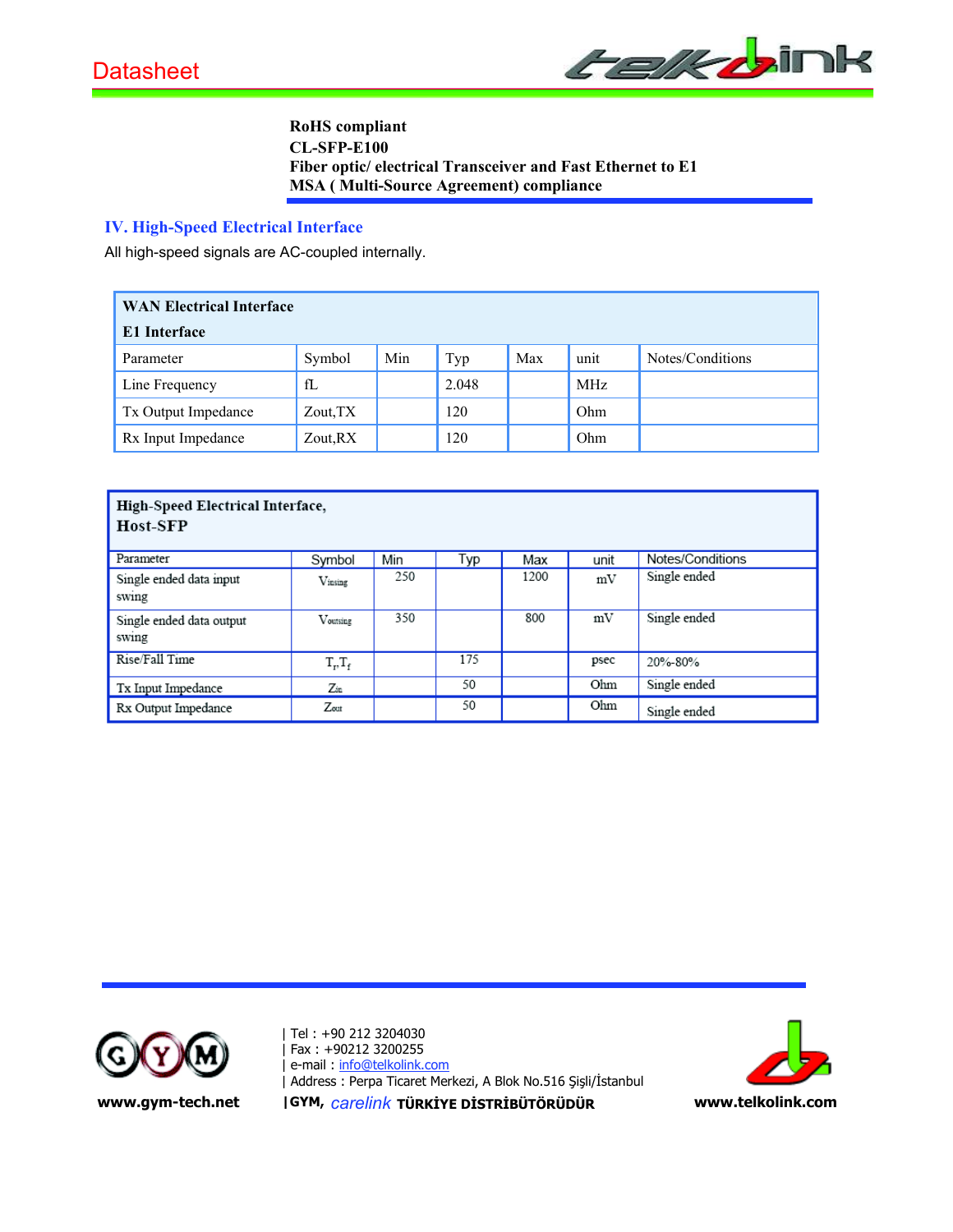**RoHS compliant**
**CL-SFP-E100**
**Fiber optic/ electrical Transceiver and Fast Ethernet to E1**
**MSA ( Multi-Source Agreement) compliance**

## IV. High-Speed Electrical Interface

All high-speed signals are AC-coupled internally.

**WAN Electrical Interface**
**E1 Interface**

| Parameter | Symbol | Min | Typ | Max | unit | Notes/Conditions |
|---|---|---|---|---|---|---|
| Line Frequency | fL | | 2.048 | | MHz | |
| Tx Output Impedance | Zout,TX | | 120 | | Ohm | |
| Rx Input Impedance | Zout,RX | | 120 | | Ohm | |

**High-Speed Electrical Interface,**
**Host-SFP**

| Parameter | Symbol | Min | Typ | Max | unit | Notes/Conditions |
|---|---|---|---|---|---|---|
| Single ended data input swing | $V_{insing}$ | 250 | | 1200 | mV | Single ended |
| Single ended data output swing | $V_{outsing}$ | 350 | | 800 | mV | Single ended |
| Rise/Fall Time | $T_r,T_f$ | | 175 | | psec | 20%-80% |
| Tx Input Impedance | $Z_{in}$ | | 50 | | Ohm | Single ended |
| Rx Output Impedance | $Z_{out}$ | | 50 | | Ohm | Single ended |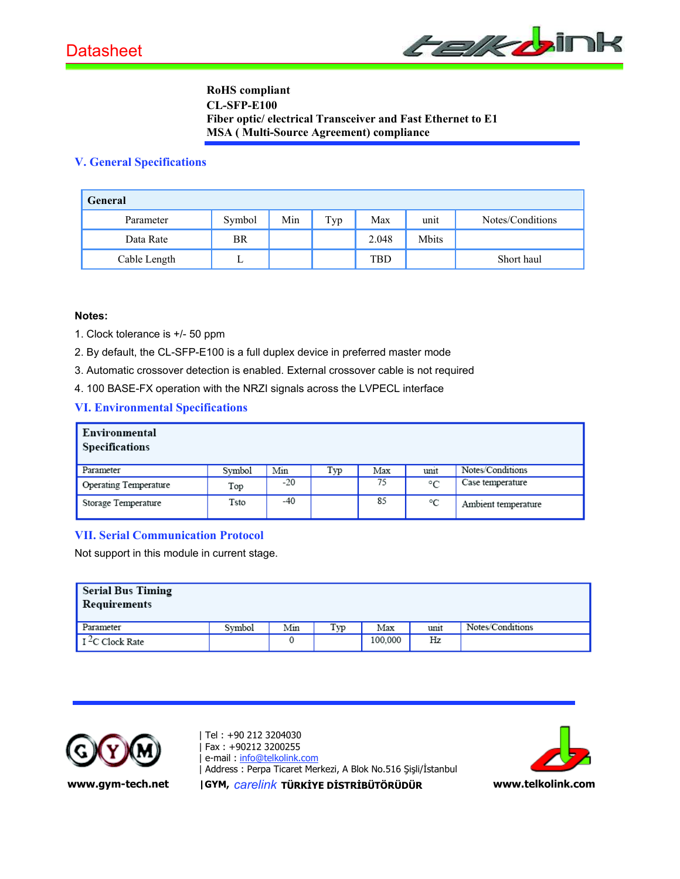**RoHS compliant**
**CL-SFP-E100**
**Fiber optic/ electrical Transceiver and Fast Ethernet to E1**
**MSA ( Multi-Source Agreement) compliance**

## V. General Specifications

| General | | | | | | |
|---|---|---|---|---|---|---|
| Parameter | Symbol | Min | Typ | Max | unit | Notes/Conditions |
| Data Rate | BR | | | 2.048 | Mbits | |
| Cable Length | L | | | TBD | | Short haul |

**Notes:**

1. Clock tolerance is +/- 50 ppm
2. By default, the CL-SFP-E100 is a full duplex device in preferred master mode
3. Automatic crossover detection is enabled. External crossover cable is not required
4. 100 BASE-FX operation with the NRZI signals across the LVPECL interface

## VI. Environmental Specifications

| Environmental Specifications | | | | | | |
|---|---|---|---|---|---|---|
| Parameter | Symbol | Min | Typ | Max | unit | Notes/Conditions |
| Operating Temperature | Top | -20 | | 75 | °C | Case temperature |
| Storage Temperature | Tsto | -40 | | 85 | °C | Ambient temperature |

## VII. Serial Communication Protocol

Not support in this module in current stage.

| Serial Bus Timing Requirements | | | | | | |
|---|---|---|---|---|---|---|
| Parameter | Symbol | Min | Typ | Max | unit | Notes/Conditions |
| $I^2C$ Clock Rate | | 0 | | 100,000 | Hz | |

www.gym-tech.net

| Tel : +90 212 3204030
| Fax : +90212 3200255
| e-mail : info@telkolink.com
| Address : Perpa Ticaret Merkezi, A Blok No.516 Şişli/İstanbul
| GYM, *carelink* TÜRKİYE DİSTRİBÜTÖRÜDÜR

www.telkolink.com